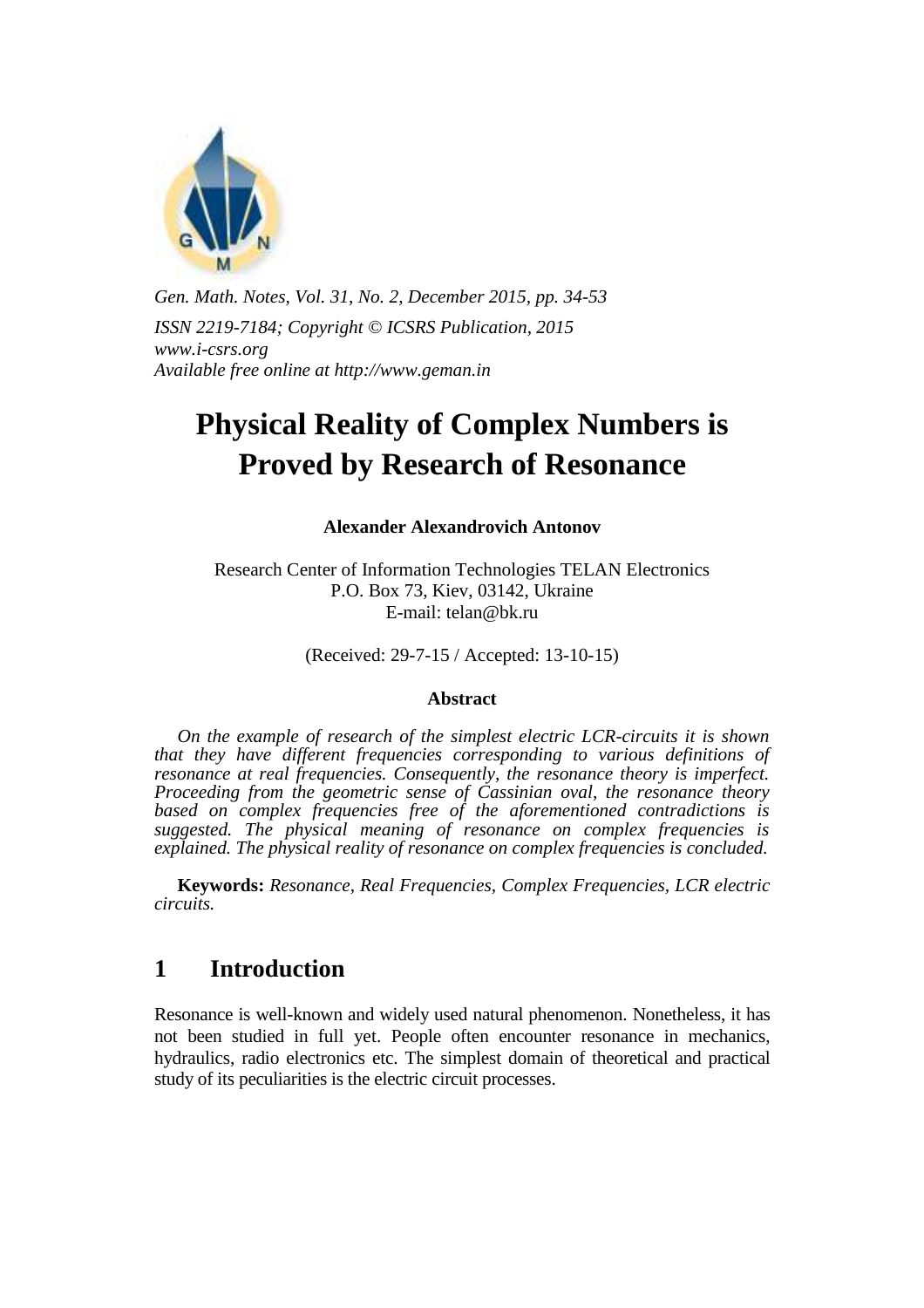*Gen. Math. Notes, Vol. 31, No. 2, December 2015, pp. 34-53*
*ISSN 2219-7184; Copyright © ICSRS Publication, 2015*
*www.i-csrs.org*
*Available free online at http://www.geman.in*

# Physical Reality of Complex Numbers is Proved by Research of Resonance

**Alexander Alexandrovich Antonov**

Research Center of Information Technologies TELAN Electronics
P.O. Box 73, Kiev, 03142, Ukraine
E-mail: telan@bk.ru

(Received: 29-7-15 / Accepted: 13-10-15)

### Abstract

*On the example of research of the simplest electric LCR-circuits it is shown that they have different frequencies corresponding to various definitions of resonance at real frequencies. Consequently, the resonance theory is imperfect. Proceeding from the geometric sense of Cassinian oval, the resonance theory based on complex frequencies free of the aforementioned contradictions is suggested. The physical meaning of resonance on complex frequencies is explained. The physical reality of resonance on complex frequencies is concluded.*

**Keywords:** *Resonance, Real Frequencies, Complex Frequencies, LCR electric circuits.*

## 1 Introduction

Resonance is well-known and widely used natural phenomenon. Nonetheless, it has not been studied in full yet. People often encounter resonance in mechanics, hydraulics, radio electronics etc. The simplest domain of theoretical and practical study of its peculiarities is the electric circuit processes.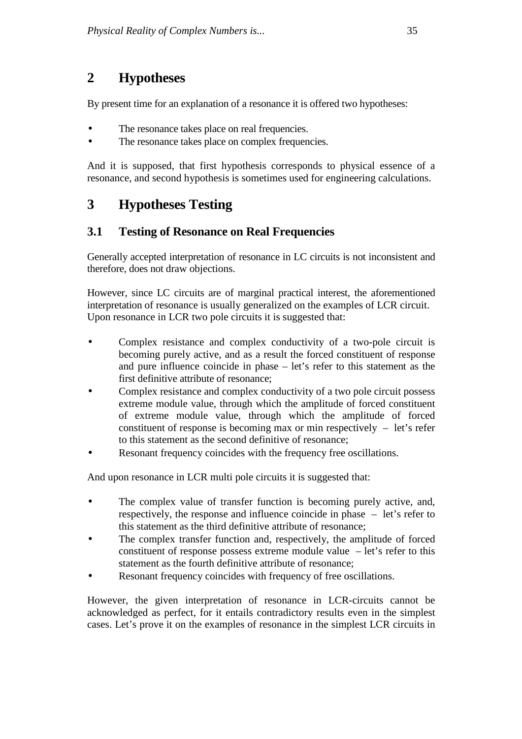## 2 Hypotheses

By present time for an explanation of a resonance it is offered two hypotheses:

- The resonance takes place on real frequencies.
- The resonance takes place on complex frequencies.

And it is supposed, that first hypothesis corresponds to physical essence of a resonance, and second hypothesis is sometimes used for engineering calculations.

## 3 Hypotheses Testing

### 3.1 Testing of Resonance on Real Frequencies

Generally accepted interpretation of resonance in LC circuits is not inconsistent and therefore, does not draw objections.

However, since LC circuits are of marginal practical interest, the aforementioned interpretation of resonance is usually generalized on the examples of LCR circuit. Upon resonance in LCR two pole circuits it is suggested that:

- Complex resistance and complex conductivity of a two-pole circuit is becoming purely active, and as a result the forced constituent of response and pure influence coincide in phase – let's refer to this statement as the first definitive attribute of resonance;
- Complex resistance and complex conductivity of a two pole circuit possess extreme module value, through which the amplitude of forced constituent of extreme module value, through which the amplitude of forced constituent of response is becoming max or min respectively – let's refer to this statement as the second definitive of resonance;
- Resonant frequency coincides with the frequency free oscillations.

And upon resonance in LCR multi pole circuits it is suggested that:

- The complex value of transfer function is becoming purely active, and, respectively, the response and influence coincide in phase – let's refer to this statement as the third definitive attribute of resonance;
- The complex transfer function and, respectively, the amplitude of forced constituent of response possess extreme module value – let's refer to this statement as the fourth definitive attribute of resonance;
- Resonant frequency coincides with frequency of free oscillations.

However, the given interpretation of resonance in LCR-circuits cannot be acknowledged as perfect, for it entails contradictory results even in the simplest cases. Let's prove it on the examples of resonance in the simplest LCR circuits in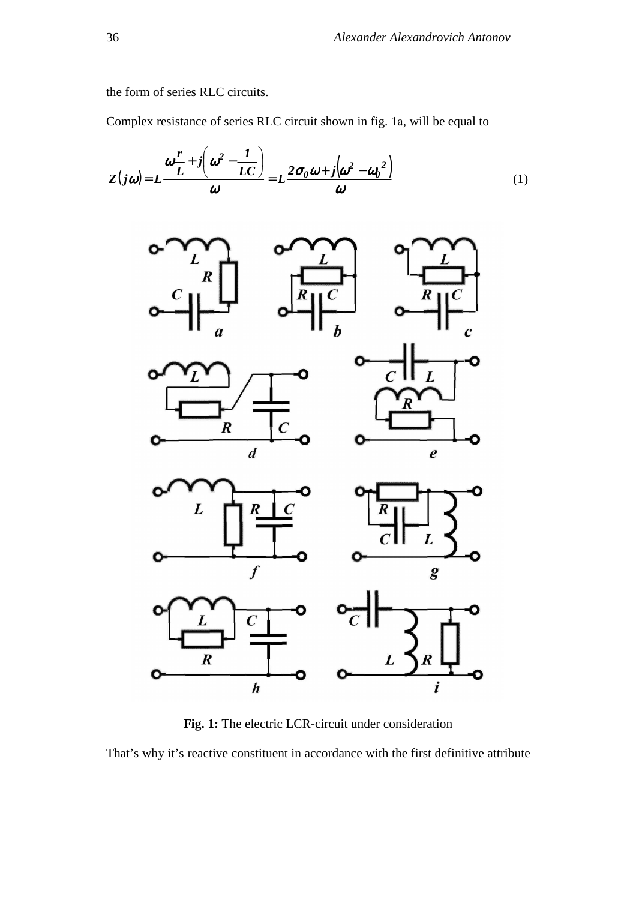the form of series RLC circuits.

Complex resistance of series RLC circuit shown in fig. 1a, will be equal to

$$Z(j\omega)=L\frac{\omega\frac{r}{L}+j\left(\omega^{2}-\frac{1}{LC}\right)}{\omega}=L\frac{2\sigma_{0}\omega+j\left(\omega^{2}-\omega_{0}{}^{2}\right)}{\omega} \quad (1)$$

**Fig. 1:** The electric LCR-circuit under consideration

That's why it's reactive constituent in accordance with the first definitive attribute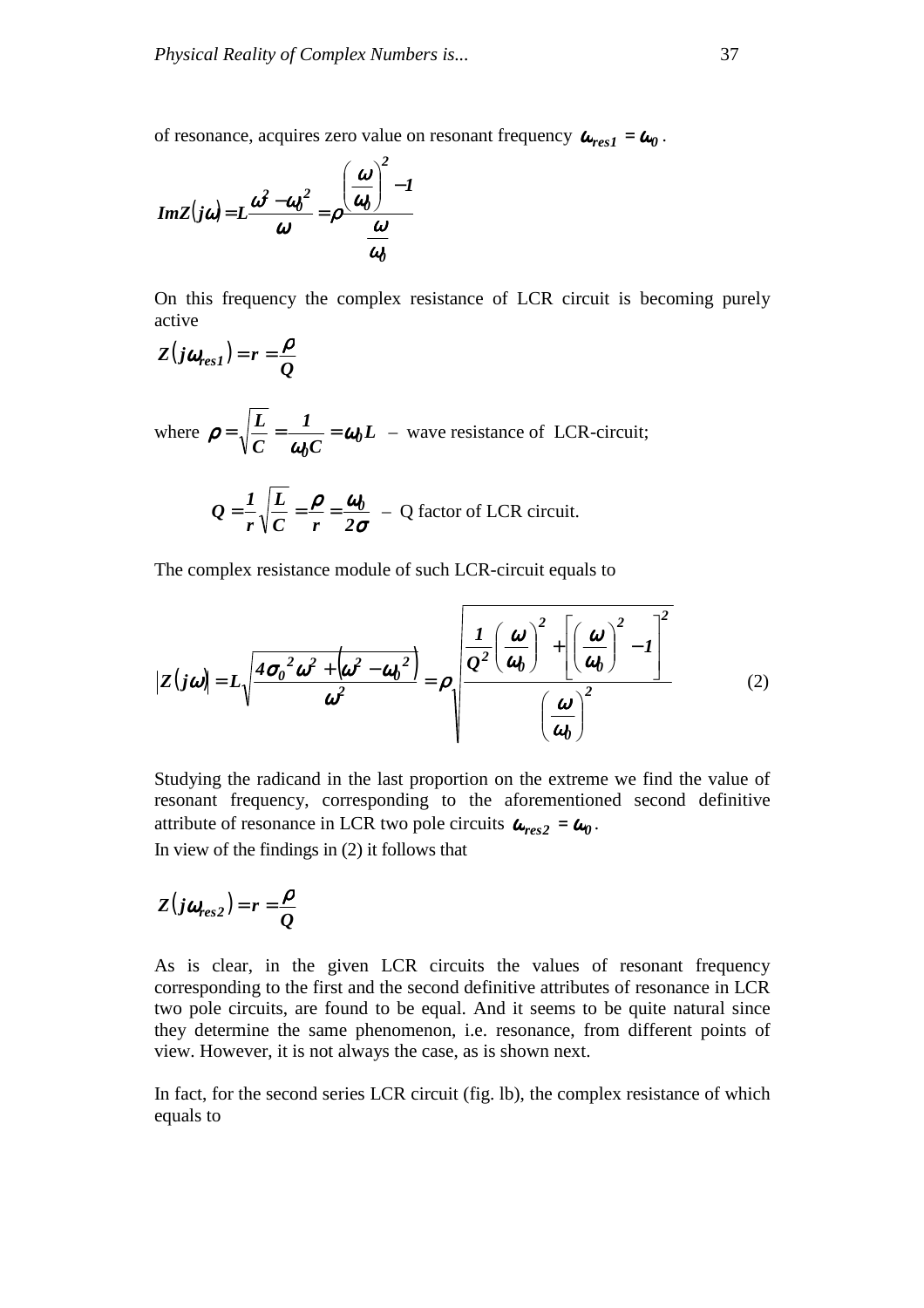of resonance, acquires zero value on resonant frequency $\omega_{res1} = \omega_0$.

$$ImZ(j\omega) = L\frac{\omega^2 - \omega_0^2}{\omega} = \rho\frac{\left(\frac{\omega}{\omega_0}\right)^2 - 1}{\frac{\omega}{\omega_0}}$$

On this frequency the complex resistance of LCR circuit is becoming purely active

$$Z(j\omega_{res1}) = r = \frac{\rho}{Q}$$

where $\rho = \sqrt{\frac{L}{C}} = \frac{1}{\omega_0 C} = \omega_0 L$ – wave resistance of LCR-circuit;

$$Q = \frac{1}{r}\sqrt{\frac{L}{C}} = \frac{\rho}{r} = \frac{\omega_0}{2\sigma}$$ – Q factor of LCR circuit.

The complex resistance module of such LCR-circuit equals to

$$|Z(j\omega)| = L\sqrt{\frac{4\sigma_0^2\omega^2 + \left(\omega^2 - \omega_0^2\right)}{\omega^2}} = \rho\sqrt{\frac{\frac{1}{Q^2}\left(\frac{\omega}{\omega_0}\right)^2 + \left[\left(\frac{\omega}{\omega_0}\right)^2 - 1\right]^2}{\left(\frac{\omega}{\omega_0}\right)^2}} \tag{2}$$

Studying the radicand in the last proportion on the extreme we find the value of resonant frequency, corresponding to the aforementioned second definitive attribute of resonance in LCR two pole circuits $\omega_{res2} = \omega_0$.

In view of the findings in (2) it follows that

$$Z(j\omega_{res2}) = r = \frac{\rho}{Q}$$

As is clear, in the given LCR circuits the values of resonant frequency corresponding to the first and the second definitive attributes of resonance in LCR two pole circuits, are found to be equal. And it seems to be quite natural since they determine the same phenomenon, i.e. resonance, from different points of view. However, it is not always the case, as is shown next.

In fact, for the second series LCR circuit (fig. lb), the complex resistance of which equals to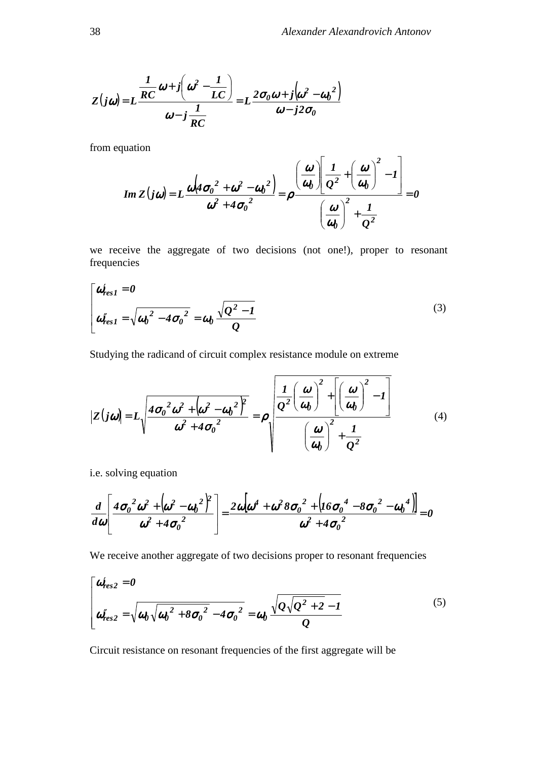$$Z(j\omega) = L\frac{\frac{1}{RC}\omega + j\left(\omega^2 - \frac{1}{LC}\right)}{\omega - j\frac{1}{RC}} = L\frac{2\sigma_0\omega + j\left(\omega^2 - \omega_0^2\right)}{\omega - j2\sigma_0}$$

from equation

$$Im\,Z(j\omega) = L\frac{\omega\left(4\sigma_0^2 + \omega^2 - \omega_0^2\right)}{\omega^2 + 4\sigma_0^2} = \rho\frac{\left(\frac{\omega}{\omega_0}\right)\left[\frac{1}{Q^2} + \left(\frac{\omega}{\omega_0}\right)^2 - 1\right]}{\left(\frac{\omega}{\omega_0}\right)^2 + \frac{1}{Q^2}} = 0$$

we receive the aggregate of two decisions (not one!), proper to resonant frequencies

$$\left[\begin{array}{l} \omega'_{res1} = 0 \\ \omega''_{res1} = \sqrt{\omega_0^2 - 4\sigma_0^2} = \omega_0\frac{\sqrt{Q^2 - 1}}{Q} \end{array}\right. \tag{3}$$

Studying the radicand of circuit complex resistance module on extreme

$$|Z(j\omega)| = L\sqrt{\frac{4\sigma_0^2\omega^2 + \left(\omega^2 - \omega_0^2\right)^2}{\omega^2 + 4\sigma_0^2}} = \rho\sqrt{\frac{\frac{1}{Q^2}\left(\frac{\omega}{\omega_0}\right)^2 + \left[\left(\frac{\omega}{\omega_0}\right)^2 - 1\right]}{\left(\frac{\omega}{\omega_0}\right)^2 + \frac{1}{Q^2}}} \tag{4}$$

i.e. solving equation

$$\frac{d}{d\omega}\left[\frac{4\sigma_0^2\omega^2 + \left(\omega^2 - \omega_0^2\right)^2}{\omega^2 + 4\sigma_0^2}\right] = \frac{2\omega\left[\omega^4 + \omega^2 8\sigma_0^2 + \left(16\sigma_0^4 - 8\sigma_0^2 - \omega_0^4\right)\right]}{\omega^2 + 4\sigma_0^2} = 0$$

We receive another aggregate of two decisions proper to resonant frequencies

$$\left[\begin{array}{l} \omega'_{res2} = 0 \\ \omega''_{res2} = \sqrt{\omega_0\sqrt{\omega_0^2 + 8\sigma_0^2} - 4\sigma_0^2} = \omega_0\frac{\sqrt{Q\sqrt{Q^2 + 2} - 1}}{Q} \end{array}\right. \tag{5}$$

Circuit resistance on resonant frequencies of the first aggregate will be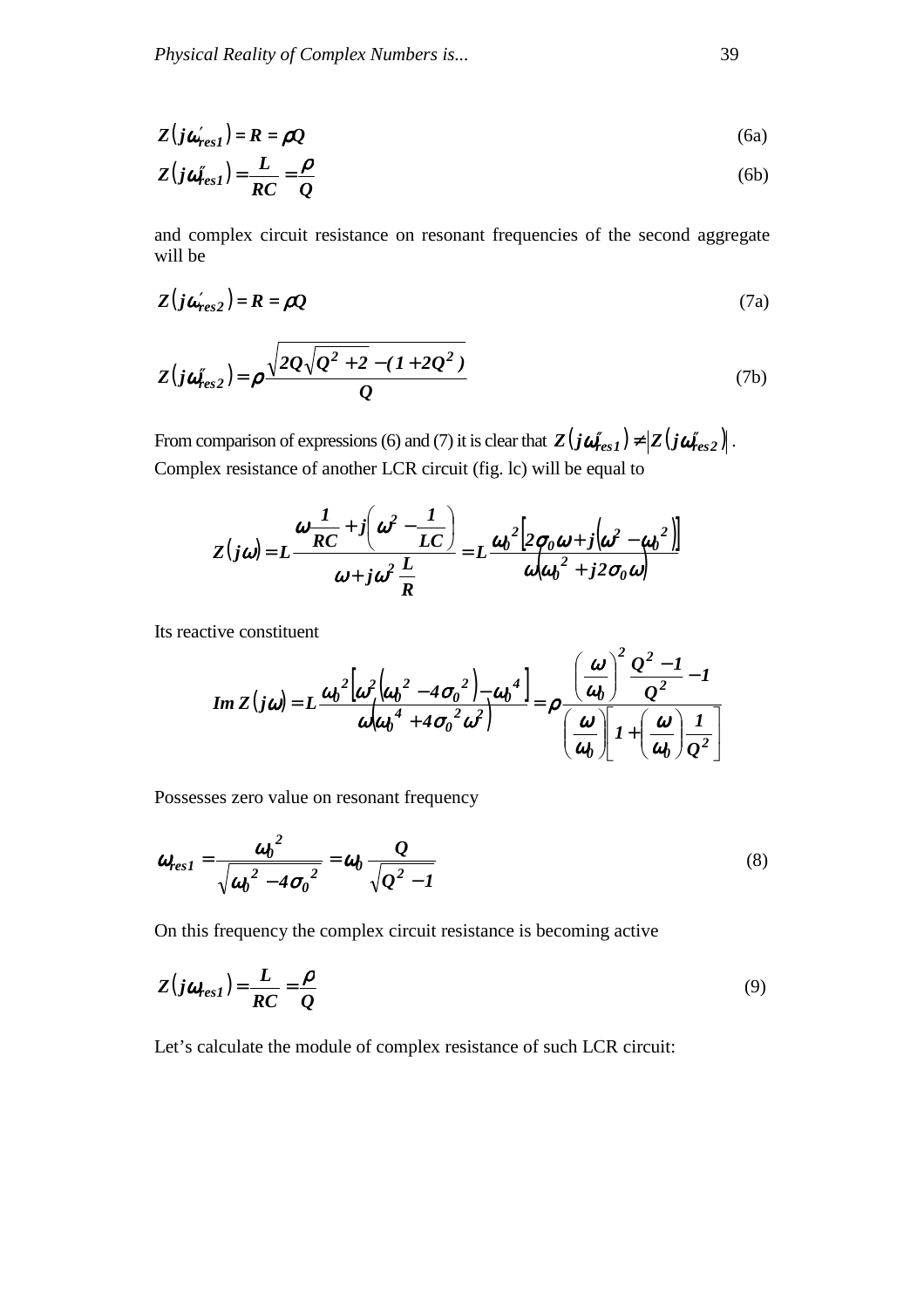$$Z\left(j\omega'_{res1}\right) = R = \rho Q \tag{6a}$$

$$Z\left(j\omega''_{res1}\right) = \frac{L}{RC} = \frac{\rho}{Q} \tag{6b}$$

and complex circuit resistance on resonant frequencies of the second aggregate will be

$$Z\left(j\omega'_{res2}\right) = R = \rho Q \tag{7a}$$

$$Z\left(j\omega''_{res2}\right) = \rho\frac{\sqrt{2Q\sqrt{Q^2+2}-(1+2Q^2)}}{Q} \tag{7b}$$

From comparison of expressions (6) and (7) it is clear that $Z\left(j\omega''_{res1}\right) \neq \left|Z\left(j\omega''_{res2}\right)\right|$.
Complex resistance of another LCR circuit (fig. lc) will be equal to

$$Z(j\omega) = L\frac{\omega\frac{1}{RC} + j\left(\omega^2 - \frac{1}{LC}\right)}{\omega + j\omega^2\frac{L}{R}} = L\frac{\omega_0{}^2\left[2\sigma_0\omega + j\left(\omega^2 - \omega_0{}^2\right)\right]}{\omega\left(\omega_0{}^2 + j2\sigma_0\omega\right)}$$

Its reactive constituent

$$Im\,Z(j\omega) = L\frac{\omega_0{}^2\left[\omega^2\left(\omega_0{}^2 - 4\sigma_0{}^2\right) - \omega_0{}^4\right]}{\omega\left(\omega_0{}^4 + 4\sigma_0{}^2\omega^2\right)} = \rho\frac{\left(\frac{\omega}{\omega_0}\right)^2\frac{Q^2-1}{Q^2} - 1}{\left(\frac{\omega}{\omega_0}\right)\left[1 + \left(\frac{\omega}{\omega_0}\right)\frac{1}{Q^2}\right]}$$

Possesses zero value on resonant frequency

$$\omega_{res1} = \frac{\omega_0{}^2}{\sqrt{\omega_0{}^2 - 4\sigma_0{}^2}} = \omega_0\frac{Q}{\sqrt{Q^2-1}} \tag{8}$$

On this frequency the complex circuit resistance is becoming active

$$Z\left(j\omega_{res1}\right) = \frac{L}{RC} = \frac{\rho}{Q} \tag{9}$$

Let's calculate the module of complex resistance of such LCR circuit: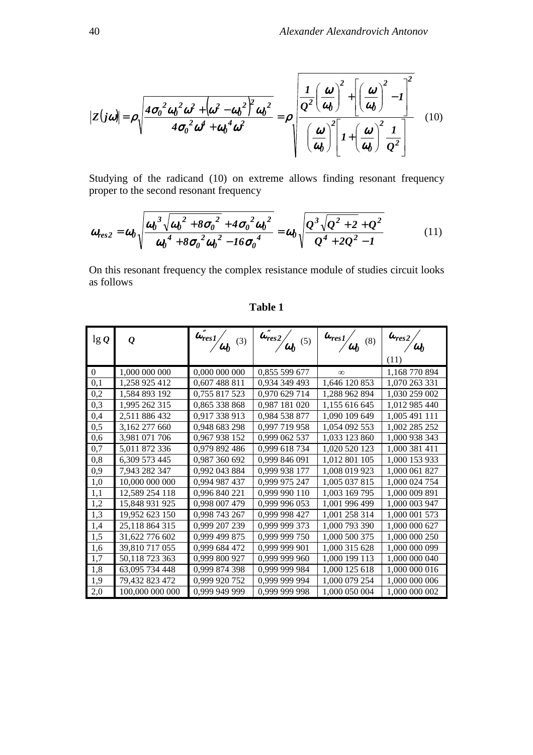$$\left|Z(j\omega)\right| = \rho\sqrt{\frac{4\sigma_0{}^2\omega_0{}^2\omega^2 + \left(\omega^2 - \omega_0{}^2\right)^2\omega_0{}^2}{4\sigma_0{}^2\omega^4 + \omega_0{}^4\omega^2}} = \rho\sqrt{\frac{\dfrac{1}{Q^2}\left(\dfrac{\omega}{\omega_0}\right)^2 + \left[\left(\dfrac{\omega}{\omega_0}\right)^2 - 1\right]^2}{\left(\dfrac{\omega}{\omega_0}\right)^2\left[1 + \left(\dfrac{\omega}{\omega_0}\right)^2\dfrac{1}{Q^2}\right]}} \quad (10)$$

Studying of the radicand (10) on extreme allows finding resonant frequency proper to the second resonant frequency

$$\omega_{res2} = \omega_0\sqrt{\frac{\omega_0{}^3\sqrt{\omega_0{}^2 + 8\sigma_0{}^2} + 4\sigma_0{}^2\omega_0{}^2}{\omega_0{}^4 + 8\sigma_0{}^2\omega_0{}^2 - 16\sigma_0{}^4}} = \omega_0\sqrt{\frac{Q^3\sqrt{Q^2 + 2} + Q^2}{Q^4 + 2Q^2 - 1}} \quad (11)$$

On this resonant frequency the complex resistance module of studies circuit looks as follows

**Table 1**

| $\lg Q$ | $Q$ | $\omega''_{res1}/\omega_0$ (3) | $\omega''_{res2}/\omega_0$ (5) | $\omega_{res1}/\omega_0$ (8) | $\omega_{res2}/\omega_0$ (11) |
|---|---|---|---|---|---|
| 0 | 1,000 000 000 | 0,000 000 000 | 0,855 599 677 | $\infty$ | 1,168 770 894 |
| 0,1 | 1,258 925 412 | 0,607 488 811 | 0,934 349 493 | 1,646 120 853 | 1,070 263 331 |
| 0,2 | 1,584 893 192 | 0,755 817 523 | 0,970 629 714 | 1,288 962 894 | 1,030 259 002 |
| 0,3 | 1,995 262 315 | 0,865 338 868 | 0,987 181 020 | 1,155 616 645 | 1,012 985 440 |
| 0,4 | 2,511 886 432 | 0,917 338 913 | 0,984 538 877 | 1,090 109 649 | 1,005 491 111 |
| 0,5 | 3,162 277 660 | 0,948 683 298 | 0,997 719 958 | 1,054 092 553 | 1,002 285 252 |
| 0,6 | 3,981 071 706 | 0,967 938 152 | 0,999 062 537 | 1,033 123 860 | 1,000 938 343 |
| 0,7 | 5,011 872 336 | 0,979 892 486 | 0,999 618 734 | 1,020 520 123 | 1,000 381 411 |
| 0,8 | 6,309 573 445 | 0,987 360 692 | 0,999 846 091 | 1,012 801 105 | 1,000 153 933 |
| 0,9 | 7,943 282 347 | 0,992 043 884 | 0,999 938 177 | 1,008 019 923 | 1,000 061 827 |
| 1,0 | 10,000 000 000 | 0,994 987 437 | 0,999 975 247 | 1,005 037 815 | 1,000 024 754 |
| 1,1 | 12,589 254 118 | 0,996 840 221 | 0,999 990 110 | 1,003 169 795 | 1,000 009 891 |
| 1,2 | 15,848 931 925 | 0,998 007 479 | 0,999 996 053 | 1,001 996 499 | 1,000 003 947 |
| 1,3 | 19,952 623 150 | 0,998 743 267 | 0,999 998 427 | 1,001 258 314 | 1,000 001 573 |
| 1,4 | 25,118 864 315 | 0,999 207 239 | 0,999 999 373 | 1,000 793 390 | 1,000 000 627 |
| 1,5 | 31,622 776 602 | 0,999 499 875 | 0,999 999 750 | 1,000 500 375 | 1,000 000 250 |
| 1,6 | 39,810 717 055 | 0,999 684 472 | 0,999 999 901 | 1,000 315 628 | 1,000 000 099 |
| 1,7 | 50,118 723 363 | 0,999 800 927 | 0,999 999 960 | 1,000 199 113 | 1,000 000 040 |
| 1,8 | 63,095 734 448 | 0,999 874 398 | 0,999 999 984 | 1,000 125 618 | 1,000 000 016 |
| 1,9 | 79,432 823 472 | 0,999 920 752 | 0,999 999 994 | 1,000 079 254 | 1,000 000 006 |
| 2,0 | 100,000 000 000 | 0,999 949 999 | 0,999 999 998 | 1,000 050 004 | 1,000 000 002 |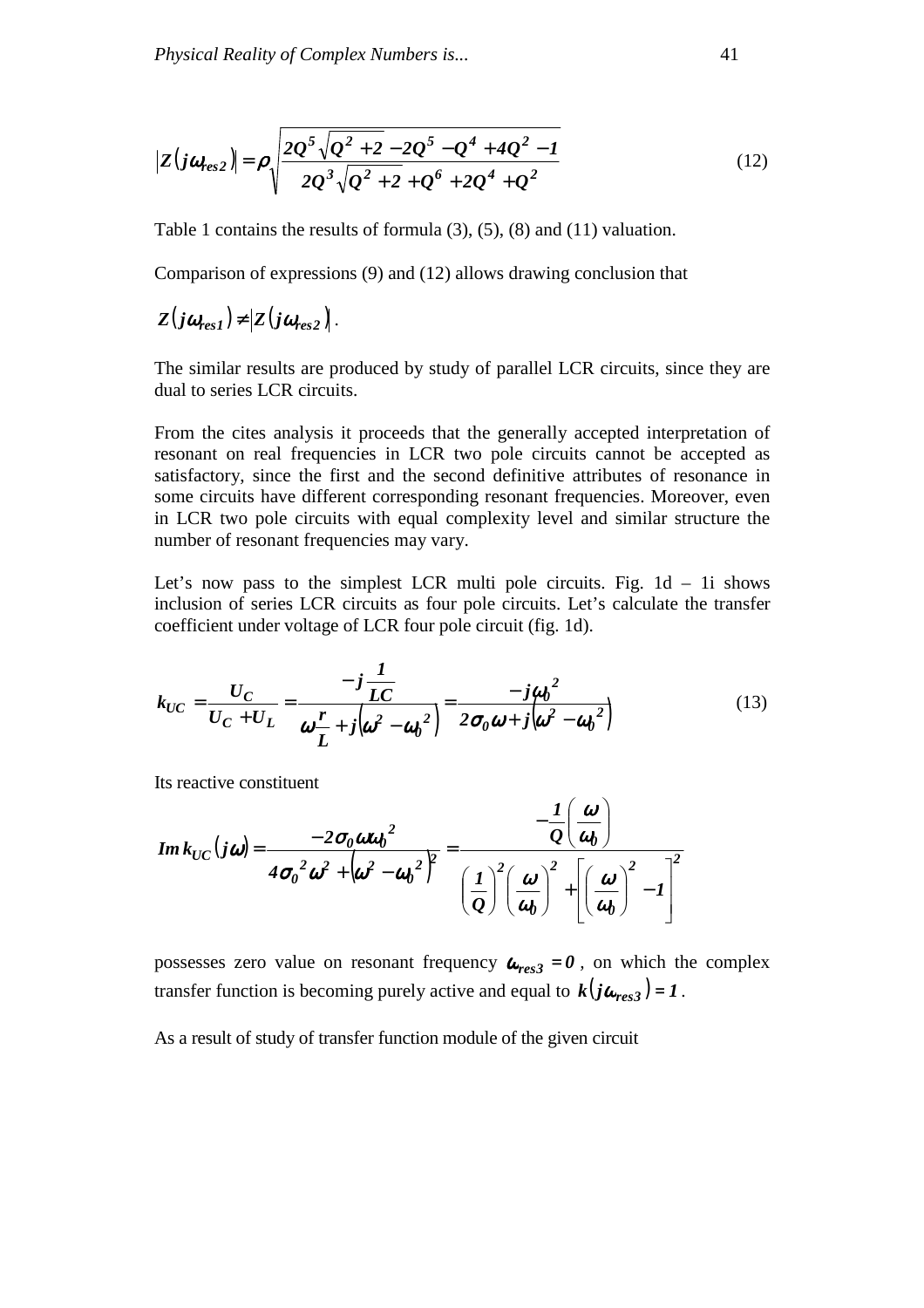$$\left|Z\left(j\omega_{res2}\right)\right| = \rho\sqrt{\frac{2Q^5\sqrt{Q^2+2} - 2Q^5 - Q^4 + 4Q^2 - 1}{2Q^3\sqrt{Q^2+2} + Q^6 + 2Q^4 + Q^2}} \qquad (12)$$

Table 1 contains the results of formula (3), (5), (8) and (11) valuation.

Comparison of expressions (9) and (12) allows drawing conclusion that

$Z\left(j\omega_{res1}\right) \neq \left|Z\left(j\omega_{res2}\right)\right|$.

The similar results are produced by study of parallel LCR circuits, since they are dual to series LCR circuits.

From the cites analysis it proceeds that the generally accepted interpretation of resonant on real frequencies in LCR two pole circuits cannot be accepted as satisfactory, since the first and the second definitive attributes of resonance in some circuits have different corresponding resonant frequencies. Moreover, even in LCR two pole circuits with equal complexity level and similar structure the number of resonant frequencies may vary.

Let's now pass to the simplest LCR multi pole circuits. Fig. 1d – 1i shows inclusion of series LCR circuits as four pole circuits. Let's calculate the transfer coefficient under voltage of LCR four pole circuit (fig. 1d).

$$k_{UC} = \frac{U_C}{U_C + U_L} = \frac{-j\dfrac{1}{LC}}{\omega\dfrac{r}{L} + j\left(\omega^2 - \omega_0^{\,2}\right)} = \frac{-j\omega_0^{\,2}}{2\sigma_0\omega + j\left(\omega^2 - \omega_0^{\,2}\right)} \qquad (13)$$

Its reactive constituent

$$Im\, k_{UC}\left(j\omega\right) = \frac{-2\sigma_0\omega\omega_0^{\,2}}{4\sigma_0^{\,2}\omega^2 + \left(\omega^2 - \omega_0^{\,2}\right)^2} = \frac{-\dfrac{1}{Q}\left(\dfrac{\omega}{\omega_0}\right)}{\left(\dfrac{1}{Q}\right)^2\left(\dfrac{\omega}{\omega_0}\right)^2 + \left[\left(\dfrac{\omega}{\omega_0}\right)^2 - 1\right]^2}$$

possesses zero value on resonant frequency $\omega_{res3} = 0$, on which the complex transfer function is becoming purely active and equal to $k\left(j\omega_{res3}\right) = 1$.

As a result of study of transfer function module of the given circuit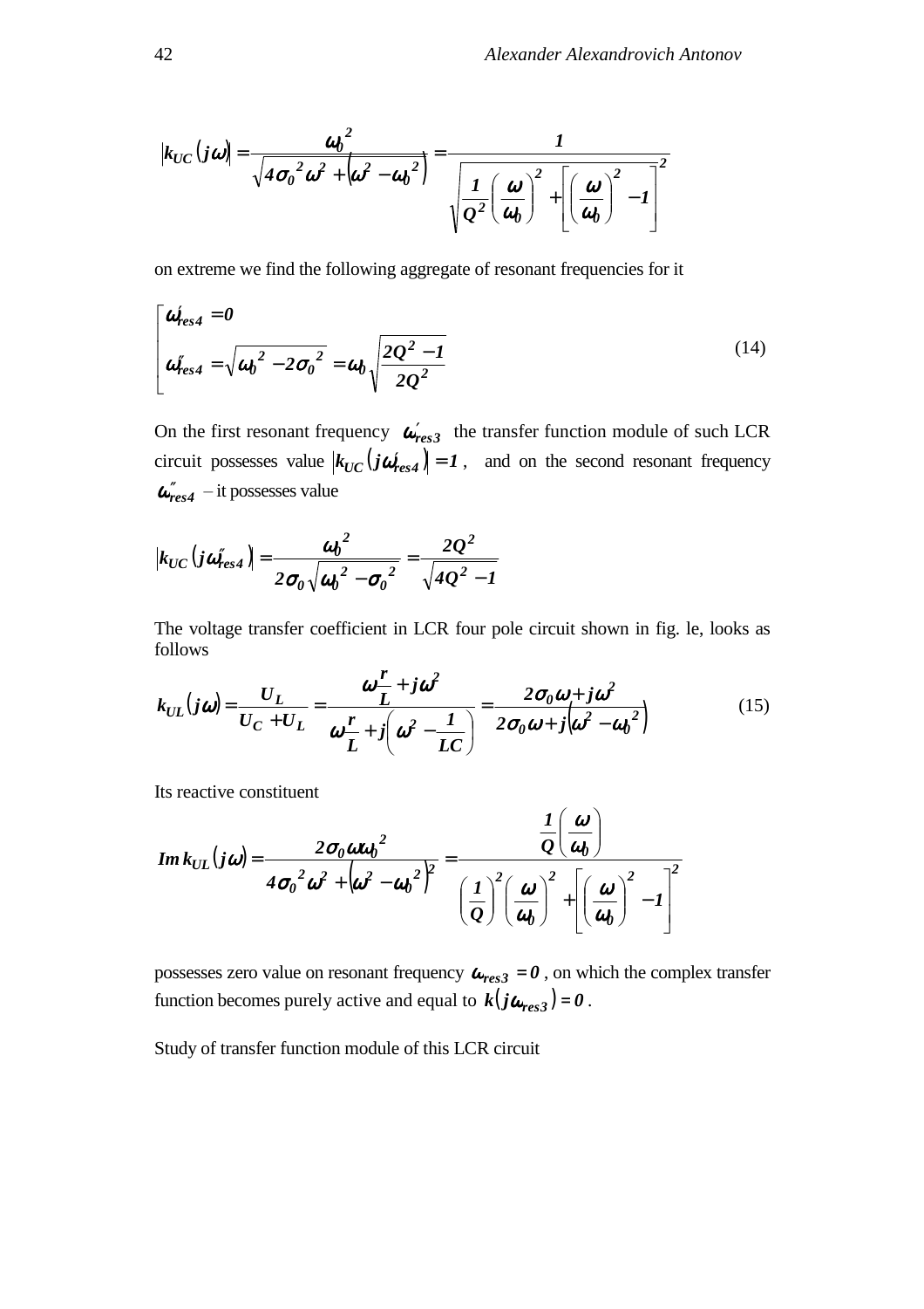$$\left|k_{UC}(j\omega)\right| = \frac{\omega_0^{\,2}}{\sqrt{4\sigma_0^{\,2}\omega^2 + \left(\omega^2 - \omega_0^{\,2}\right)}} = \frac{1}{\sqrt{\frac{1}{Q^2}\left(\frac{\omega}{\omega_0}\right)^2 + \left[\left(\frac{\omega}{\omega_0}\right)^2 - 1\right]^2}}$$

on extreme we find the following aggregate of resonant frequencies for it

$$\left[\begin{array}{l} \omega'_{res4} = 0 \\ \omega''_{res4} = \sqrt{\omega_0^{\,2} - 2\sigma_0^{\,2}} = \omega_0\sqrt{\dfrac{2Q^2 - 1}{2Q^2}} \end{array}\right. \tag{14}$$

On the first resonant frequency $\omega'_{res3}$ the transfer function module of such LCR circuit possesses value $\left|k_{UC}(j\omega'_{res4})\right| = 1$, and on the second resonant frequency $\omega''_{res4}$ – it possesses value

$$\left|k_{UC}(j\omega''_{res4})\right| = \frac{\omega_0^{\,2}}{2\sigma_0\sqrt{\omega_0^{\,2} - \sigma_0^{\,2}}} = \frac{2Q^2}{\sqrt{4Q^2 - 1}}$$

The voltage transfer coefficient in LCR four pole circuit shown in fig. 1e, looks as follows

$$k_{UL}(j\omega) = \frac{U_L}{U_C + U_L} = \frac{\omega\frac{r}{L} + j\omega^2}{\omega\frac{r}{L} + j\left(\omega^2 - \frac{1}{LC}\right)} = \frac{2\sigma_0\omega + j\omega^2}{2\sigma_0\omega + j\left(\omega^2 - \omega_0^{\,2}\right)} \tag{15}$$

Its reactive constituent

$$Im\,k_{UL}(j\omega) = \frac{2\sigma_0\omega\omega_0^{\,2}}{4\sigma_0^{\,2}\omega^2 + \left(\omega^2 - \omega_0^{\,2}\right)^2} = \frac{\frac{1}{Q}\left(\frac{\omega}{\omega_0}\right)}{\left(\frac{1}{Q}\right)^2\left(\frac{\omega}{\omega_0}\right)^2 + \left[\left(\frac{\omega}{\omega_0}\right)^2 - 1\right]^2}$$

possesses zero value on resonant frequency $\omega_{res3} = 0$, on which the complex transfer function becomes purely active and equal to $k(j\omega_{res3}) = 0$.

Study of transfer function module of this LCR circuit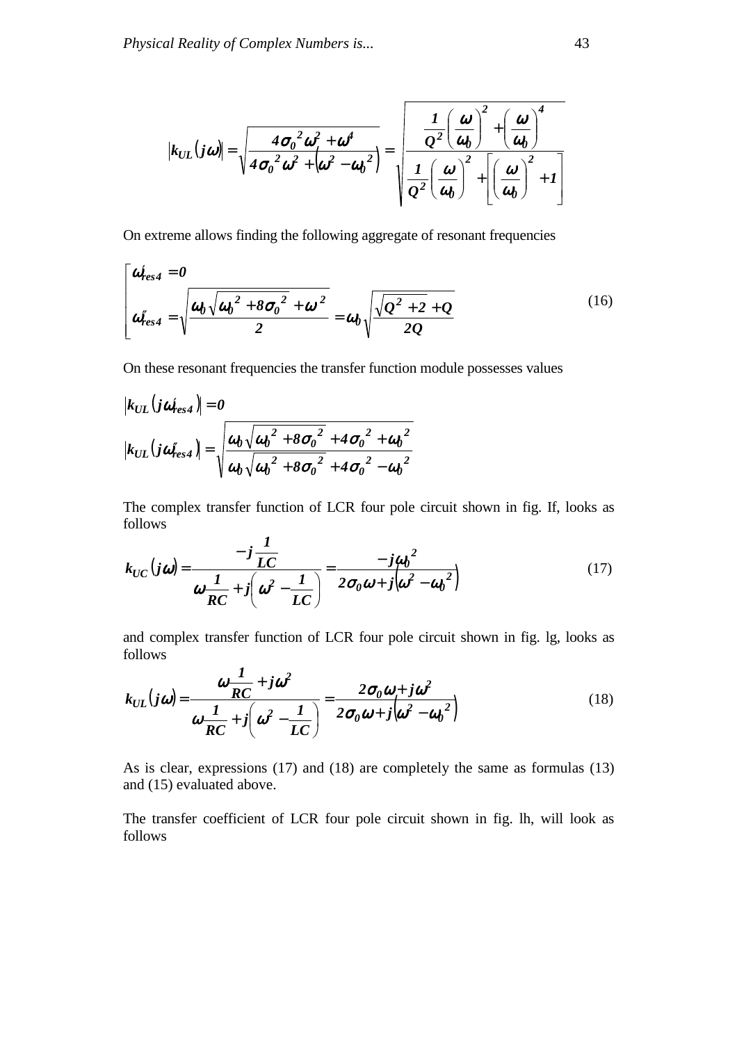$$\left|k_{UL}(j\omega)\right| = \sqrt{\frac{4\sigma_0{}^2\omega^2 + \omega^4}{4\sigma_0{}^2\omega^2 + \left(\omega^2 - \omega_0{}^2\right)}} = \sqrt{\frac{\frac{1}{Q^2}\left(\frac{\omega}{\omega_0}\right)^2 + \left(\frac{\omega}{\omega_0}\right)^4}{\frac{1}{Q^2}\left(\frac{\omega}{\omega_0}\right)^2 + \left[\left(\frac{\omega}{\omega_0}\right)^2 + 1\right]}}$$

On extreme allows finding the following aggregate of resonant frequencies

$$\left[\begin{array}{l} \omega'_{res4} = 0 \\ \omega''_{res4} = \sqrt{\dfrac{\omega_0\sqrt{\omega_0{}^2 + 8\sigma_0{}^2} + \omega^2}{2}} = \omega_0\sqrt{\dfrac{\sqrt{Q^2+2} + Q}{2Q}} \end{array}\right. \tag{16}$$

On these resonant frequencies the transfer function module possesses values

$$\left|k_{UL}(j\omega'_{res4})\right| = 0$$

$$\left|k_{UL}(j\omega''_{res4})\right| = \sqrt{\frac{\omega_0\sqrt{\omega_0{}^2 + 8\sigma_0{}^2} + 4\sigma_0{}^2 + \omega_0{}^2}{\omega_0\sqrt{\omega_0{}^2 + 8\sigma_0{}^2} + 4\sigma_0{}^2 - \omega_0{}^2}}$$

The complex transfer function of LCR four pole circuit shown in fig. If, looks as follows

$$k_{UC}(j\omega) = \frac{-j\frac{1}{LC}}{\omega\frac{1}{RC} + j\left(\omega^2 - \frac{1}{LC}\right)} = \frac{-j\omega_0{}^2}{2\sigma_0\omega + j\left(\omega^2 - \omega_0{}^2\right)} \tag{17}$$

and complex transfer function of LCR four pole circuit shown in fig. lg, looks as follows

$$k_{UL}(j\omega) = \frac{\omega\frac{1}{RC} + j\omega^2}{\omega\frac{1}{RC} + j\left(\omega^2 - \frac{1}{LC}\right)} = \frac{2\sigma_0\omega + j\omega^2}{2\sigma_0\omega + j\left(\omega^2 - \omega_0{}^2\right)} \tag{18}$$

As is clear, expressions (17) and (18) are completely the same as formulas (13) and (15) evaluated above.

The transfer coefficient of LCR four pole circuit shown in fig. lh, will look as follows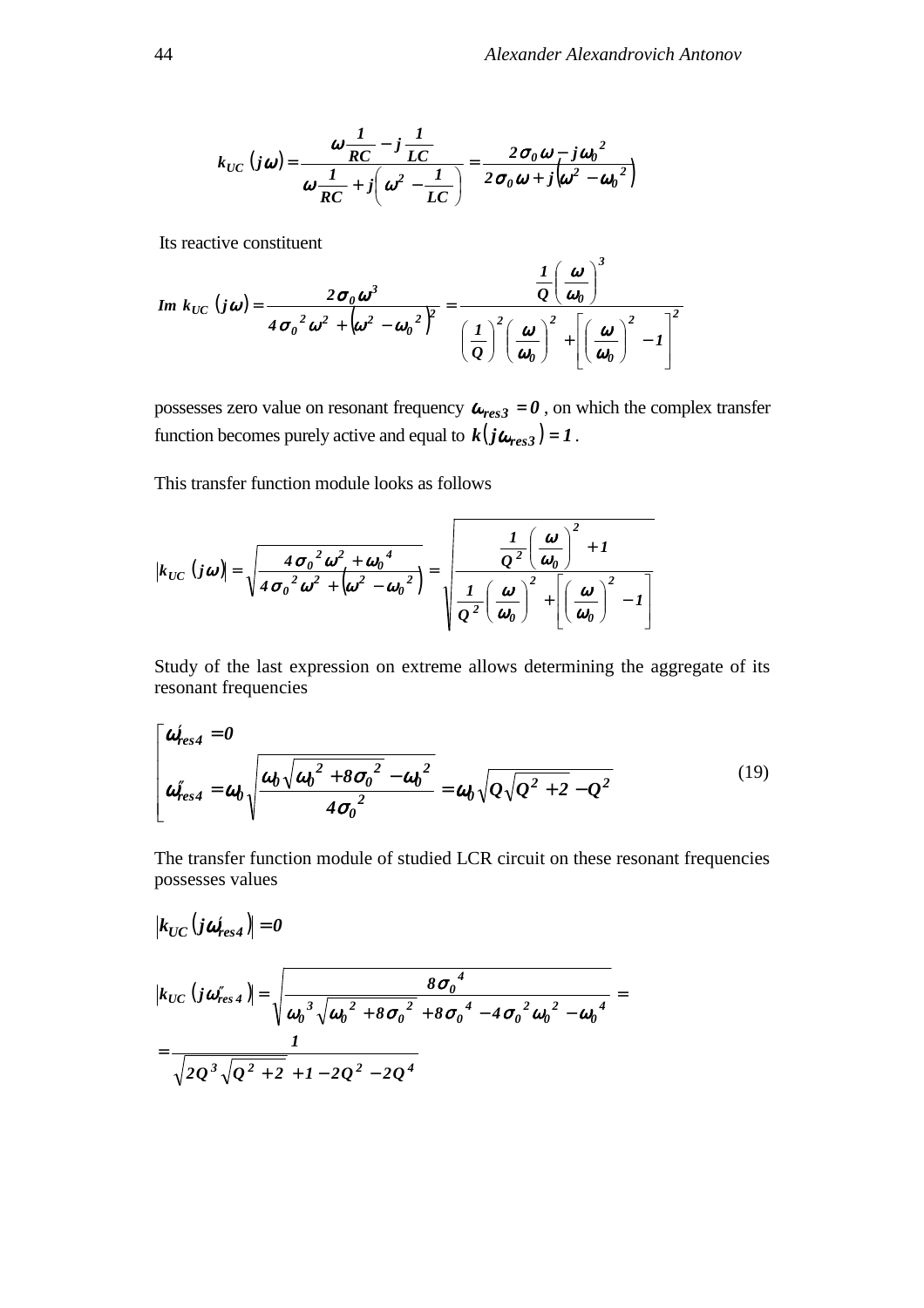$$k_{UC}(j\omega)=\frac{\omega\frac{1}{RC}-j\frac{1}{LC}}{\omega\frac{1}{RC}+j\left(\omega^2-\frac{1}{LC}\right)}=\frac{2\sigma_0\omega-j\omega_0^{\,2}}{2\sigma_0\omega+j\left(\omega^2-\omega_0^{\,2}\right)}$$

Its reactive constituent

$$Im\ k_{UC}(j\omega)=\frac{2\sigma_0\omega^3}{4\sigma_0^{\,2}\omega^2+\left(\omega^2-\omega_0^{\,2}\right)^2}=\frac{\frac{1}{Q}\left(\frac{\omega}{\omega_0}\right)^3}{\left(\frac{1}{Q}\right)^2\left(\frac{\omega}{\omega_0}\right)^2+\left[\left(\frac{\omega}{\omega_0}\right)^2-1\right]^2}$$

possesses zero value on resonant frequency $\omega_{res3}=0$, on which the complex transfer function becomes purely active and equal to $k(j\omega_{res3})=1$.

This transfer function module looks as follows

$$\left|k_{UC}(j\omega)\right|=\sqrt{\frac{4\sigma_0^{\,2}\omega^2+\omega_0^{\,4}}{4\sigma_0^{\,2}\omega^2+\left(\omega^2-\omega_0^{\,2}\right)}}=\sqrt{\frac{\frac{1}{Q^2}\left(\frac{\omega}{\omega_0}\right)^2+1}{\frac{1}{Q^2}\left(\frac{\omega}{\omega_0}\right)^2+\left[\left(\frac{\omega}{\omega_0}\right)^2-1\right]}}$$

Study of the last expression on extreme allows determining the aggregate of its resonant frequencies

$$\left[\begin{array}{l}\omega'_{res4}=0\\ \omega''_{res4}=\omega_0\sqrt{\frac{\omega_0\sqrt{\omega_0^{\,2}+8\sigma_0^{\,2}}-\omega_0^{\,2}}{4\sigma_0^{\,2}}}=\omega_0\sqrt{Q\sqrt{Q^2+2}-Q^2}\end{array}\right.\tag{19}$$

The transfer function module of studied LCR circuit on these resonant frequencies possesses values

$$\left|k_{UC}(j\omega'_{res4})\right|=0$$

$$\left|k_{UC}(j\omega''_{res4})\right|=\sqrt{\frac{8\sigma_0^{\,4}}{\omega_0^{\,3}\sqrt{\omega_0^{\,2}+8\sigma_0^{\,2}}+8\sigma_0^{\,4}-4\sigma_0^{\,2}\omega_0^{\,2}-\omega_0^{\,4}}}=$$

$$=\frac{1}{\sqrt{2Q^3\sqrt{Q^2+2}+1-2Q^2-2Q^4}}$$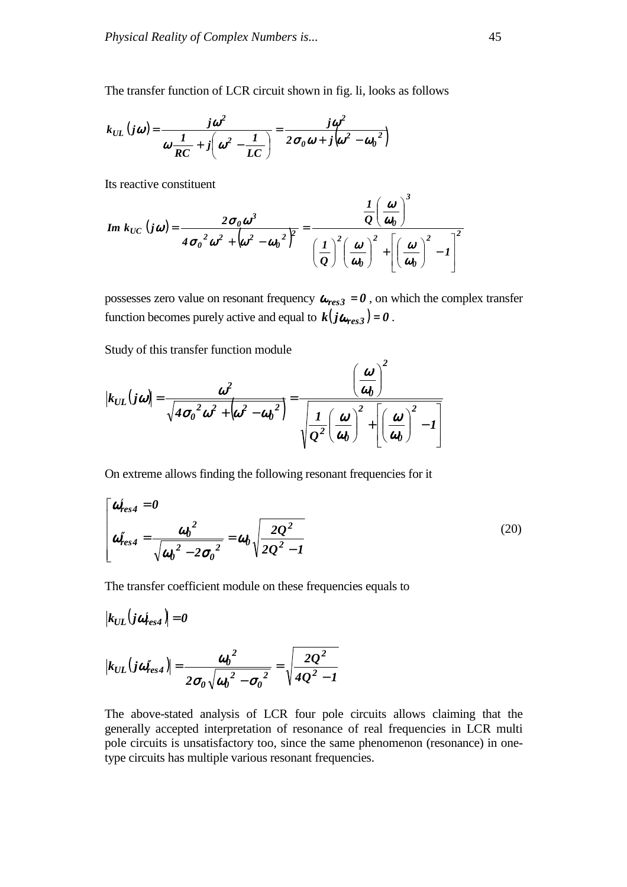The transfer function of LCR circuit shown in fig. li, looks as follows

$$k_{UL}(j\omega) = \frac{j\omega^2}{\omega \frac{1}{RC} + j\left(\omega^2 - \frac{1}{LC}\right)} = \frac{j\omega^2}{2\sigma_0 \omega + j\left(\omega^2 - {\omega_0}^2\right)}$$

Its reactive constituent

$$Im\ k_{UC}(j\omega) = \frac{2\sigma_0 \omega^3}{4{\sigma_0}^2\omega^2 + \left(\omega^2 - {\omega_0}^2\right)^2} = \frac{\frac{1}{Q}\left(\frac{\omega}{\omega_0}\right)^3}{\left(\frac{1}{Q}\right)^2\left(\frac{\omega}{\omega_0}\right)^2 + \left[\left(\frac{\omega}{\omega_0}\right)^2 - 1\right]^2}$$

possesses zero value on resonant frequency $\omega_{res3} = 0$, on which the complex transfer function becomes purely active and equal to $k\left(j\omega_{res3}\right) = 0$.

Study of this transfer function module

$$\left|k_{UL}(j\omega)\right| = \frac{\omega^2}{\sqrt{4{\sigma_0}^2\omega^2 + \left(\omega^2 - {\omega_0}^2\right)}} = \frac{\left(\frac{\omega}{\omega_0}\right)^2}{\sqrt{\frac{1}{Q^2}\left(\frac{\omega}{\omega_0}\right)^2 + \left[\left(\frac{\omega}{\omega_0}\right)^2 - 1\right]}}$$

On extreme allows finding the following resonant frequencies for it

$$\left[\begin{array}{l} \omega'_{res4} = 0 \\ \omega''_{res4} = \dfrac{{\omega_0}^2}{\sqrt{{\omega_0}^2 - 2{\sigma_0}^2}} = \omega_0\sqrt{\dfrac{2Q^2}{2Q^2 - 1}} \end{array}\right. \tag{20}$$

The transfer coefficient module on these frequencies equals to

$$\left|k_{UL}\left(j\omega'_{res4}\right)\right| = 0$$

$$\left|k_{UL}\left(j\omega''_{res4}\right)\right| = \frac{{\omega_0}^2}{2\sigma_0\sqrt{{\omega_0}^2 - {\sigma_0}^2}} = \sqrt{\frac{2Q^2}{4Q^2 - 1}}$$

The above-stated analysis of LCR four pole circuits allows claiming that the generally accepted interpretation of resonance of real frequencies in LCR multi pole circuits is unsatisfactory too, since the same phenomenon (resonance) in one-type circuits has multiple various resonant frequencies.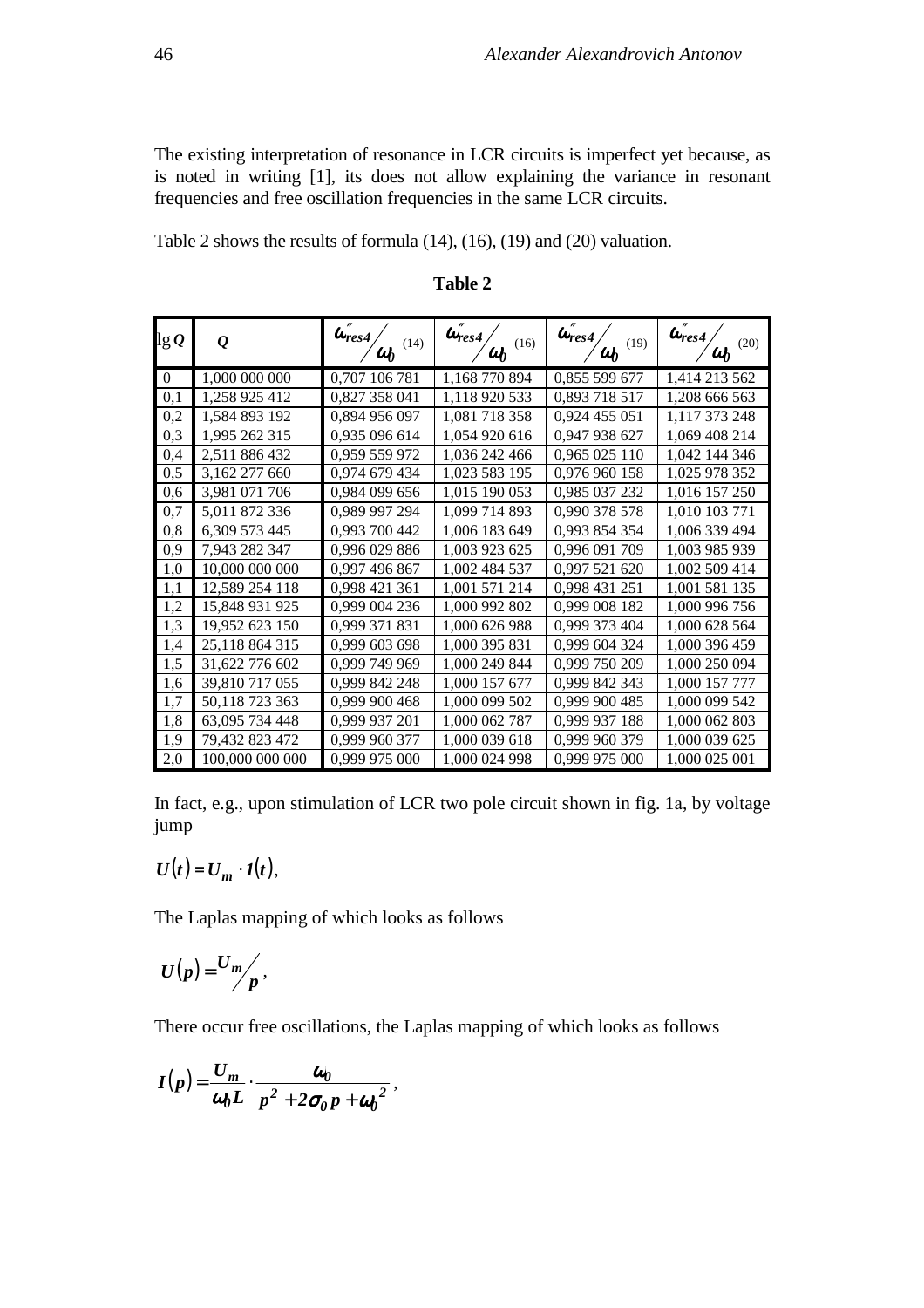The existing interpretation of resonance in LCR circuits is imperfect yet because, as is noted in writing [1], its does not allow explaining the variance in resonant frequencies and free oscillation frequencies in the same LCR circuits.

Table 2 shows the results of formula (14), (16), (19) and (20) valuation.

**Table 2**

| $\lg Q$ | $Q$ | $\omega''_{res4}/\omega_0$ (14) | $\omega''_{res4}/\omega_0$ (16) | $\omega''_{res4}/\omega_0$ (19) | $\omega''_{res4}/\omega_0$ (20) |
|---|---|---|---|---|---|
| 0 | 1,000 000 000 | 0,707 106 781 | 1,168 770 894 | 0,855 599 677 | 1,414 213 562 |
| 0,1 | 1,258 925 412 | 0,827 358 041 | 1,118 920 533 | 0,893 718 517 | 1,208 666 563 |
| 0,2 | 1,584 893 192 | 0,894 956 097 | 1,081 718 358 | 0,924 455 051 | 1,117 373 248 |
| 0,3 | 1,995 262 315 | 0,935 096 614 | 1,054 920 616 | 0,947 938 627 | 1,069 408 214 |
| 0,4 | 2,511 886 432 | 0,959 559 972 | 1,036 242 466 | 0,965 025 110 | 1,042 144 346 |
| 0,5 | 3,162 277 660 | 0,974 679 434 | 1,023 583 195 | 0,976 960 158 | 1,025 978 352 |
| 0,6 | 3,981 071 706 | 0,984 099 656 | 1,015 190 053 | 0,985 037 232 | 1,016 157 250 |
| 0,7 | 5,011 872 336 | 0,989 997 294 | 1,099 714 893 | 0,990 378 578 | 1,010 103 771 |
| 0,8 | 6,309 573 445 | 0,993 700 442 | 1,006 183 649 | 0,993 854 354 | 1,006 339 494 |
| 0,9 | 7,943 282 347 | 0,996 029 886 | 1,003 923 625 | 0,996 091 709 | 1,003 985 939 |
| 1,0 | 10,000 000 000 | 0,997 496 867 | 1,002 484 537 | 0,997 521 620 | 1,002 509 414 |
| 1,1 | 12,589 254 118 | 0,998 421 361 | 1,001 571 214 | 0,998 431 251 | 1,001 581 135 |
| 1,2 | 15,848 931 925 | 0,999 004 236 | 1,000 992 802 | 0,999 008 182 | 1,000 996 756 |
| 1,3 | 19,952 623 150 | 0,999 371 831 | 1,000 626 988 | 0,999 373 404 | 1,000 628 564 |
| 1,4 | 25,118 864 315 | 0,999 603 698 | 1,000 395 831 | 0,999 604 324 | 1,000 396 459 |
| 1,5 | 31,622 776 602 | 0,999 749 969 | 1,000 249 844 | 0,999 750 209 | 1,000 250 094 |
| 1,6 | 39,810 717 055 | 0,999 842 248 | 1,000 157 677 | 0,999 842 343 | 1,000 157 777 |
| 1,7 | 50,118 723 363 | 0,999 900 468 | 1,000 099 502 | 0,999 900 485 | 1,000 099 542 |
| 1,8 | 63,095 734 448 | 0,999 937 201 | 1,000 062 787 | 0,999 937 188 | 1,000 062 803 |
| 1,9 | 79,432 823 472 | 0,999 960 377 | 1,000 039 618 | 0,999 960 379 | 1,000 039 625 |
| 2,0 | 100,000 000 000 | 0,999 975 000 | 1,000 024 998 | 0,999 975 000 | 1,000 025 001 |

In fact, e.g., upon stimulation of LCR two pole circuit shown in fig. 1a, by voltage jump

$$U(t) = U_m \cdot 1(t),$$

The Laplas mapping of which looks as follows

$$U(p) = U_m / p,$$

There occur free oscillations, the Laplas mapping of which looks as follows

$$I(p) = \frac{U_m}{\omega_0 L} \cdot \frac{\omega_0}{p^2 + 2\sigma_0 p + \omega_0^2},$$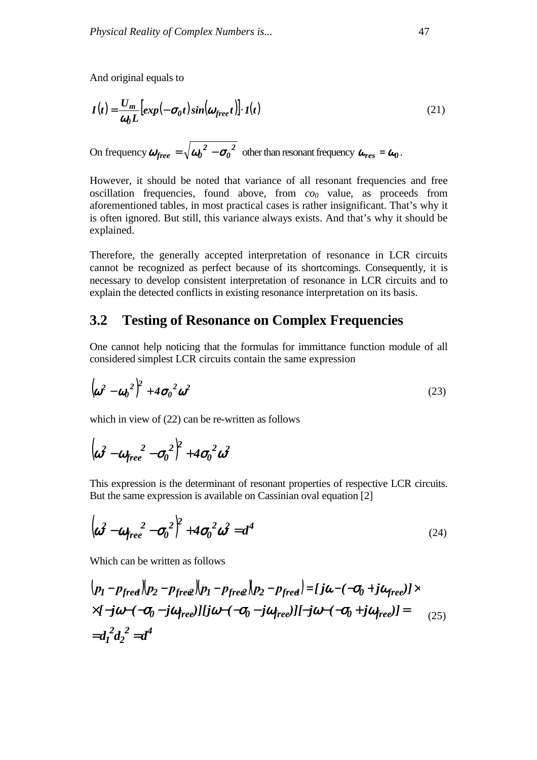And original equals to

$$I(t) = \frac{U_m}{\omega_0 L}\left[exp(-\sigma_0 t)\sin(\omega_{free} t)\right]\cdot 1(t) \tag{21}$$

On frequency $\omega_{free} = \sqrt{\omega_0^{\,2} - \sigma_0^{\,2}}$ other than resonant frequency $\omega_{res} = \omega_0$.

However, it should be noted that variance of all resonant frequencies and free oscillation frequencies, found above, from *co₀* value, as proceeds from aforementioned tables, in most practical cases is rather insignificant. That’s why it is often ignored. But still, this variance always exists. And that’s why it should be explained.

Therefore, the generally accepted interpretation of resonance in LCR circuits cannot be recognized as perfect because of its shortcomings. Consequently, it is necessary to develop consistent interpretation of resonance in LCR circuits and to explain the detected conflicts in existing resonance interpretation on its basis.

## 3.2 Testing of Resonance on Complex Frequencies

One cannot help noticing that the formulas for immittance function module of all considered simplest LCR circuits contain the same expression

$$\left(\omega^2 - \omega_0^{\,2}\right)^2 + 4\sigma_0^{\,2}\omega^2 \tag{23}$$

which in view of (22) can be re-written as follows

$$\left(\omega^2 - \omega_{free}^{\,2} - \sigma_0^{\,2}\right)^2 + 4\sigma_0^{\,2}\omega^2$$

This expression is the determinant of resonant properties of respective LCR circuits. But the same expression is available on Cassinian oval equation [2]

$$\left(\omega^2 - \omega_{free}^{\,2} - \sigma_0^{\,2}\right)^2 + 4\sigma_0^{\,2}\omega^2 = d^4 \tag{24}$$

Which can be written as follows

$$\begin{aligned}
&\left(p_1 - p_{free1}\right)\left(p_2 - p_{free2}\right)\left(p_1 - p_{free2}\right)\left(p_2 - p_{free1}\right) = [j\omega - (-\sigma_0 + j\omega_{free})]\times \\
&\times[-j\omega - (-\sigma_0 - j\omega_{free})][j\omega - (-\sigma_0 - j\omega_{free})][-j\omega - (-\sigma_0 + j\omega_{free})] = \\
&= d_1^{\,2} d_2^{\,2} = d^4
\end{aligned} \tag{25}$$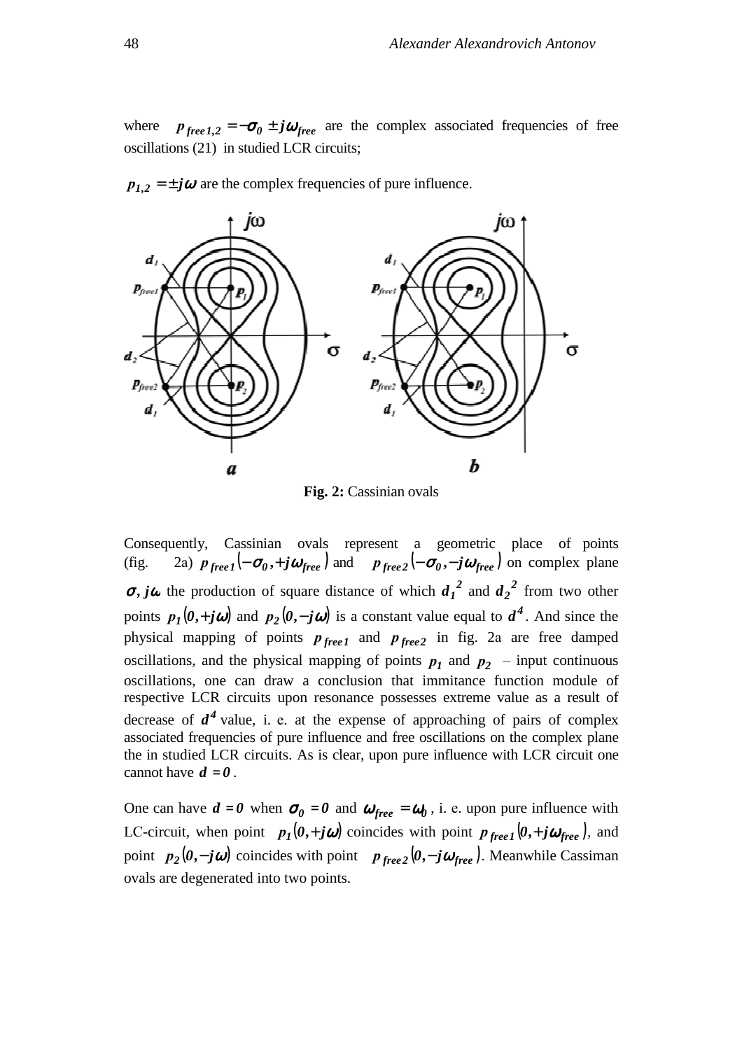where $p_{free1,2} = -\sigma_0 \pm j\omega_{free}$ are the complex associated frequencies of free oscillations (21) in studied LCR circuits;

$p_{1,2} = \pm j\omega$ are the complex frequencies of pure influence.

**Fig. 2:** Cassinian ovals

Consequently, Cassinian ovals represent a geometric place of points (fig. 2a) $p_{free1}(-\sigma_0, +j\omega_{free})$ and $p_{free2}(-\sigma_0, -j\omega_{free})$ on complex plane $\sigma, j\omega$ the production of square distance of which $d_1^{\,2}$ and $d_2^{\,2}$ from two other points $p_1(0, +j\omega)$ and $p_2(0, -j\omega)$ is a constant value equal to $d^4$. And since the physical mapping of points $p_{free1}$ and $p_{free2}$ in fig. 2a are free damped oscillations, and the physical mapping of points $p_1$ and $p_2$ – input continuous oscillations, one can draw a conclusion that immitance function module of respective LCR circuits upon resonance possesses extreme value as a result of decrease of $d^4$ value, i. e. at the expense of approaching of pairs of complex associated frequencies of pure influence and free oscillations on the complex plane the in studied LCR circuits. As is clear, upon pure influence with LCR circuit one cannot have $d = 0$.

One can have $d = 0$ when $\sigma_0 = 0$ and $\omega_{free} = \omega_0$, i. e. upon pure influence with LC-circuit, when point $p_1(0, +j\omega)$ coincides with point $p_{free1}(0, +j\omega_{free})$, and point $p_2(0, -j\omega)$ coincides with point $p_{free2}(0, -j\omega_{free})$. Meanwhile Cassiman ovals are degenerated into two points.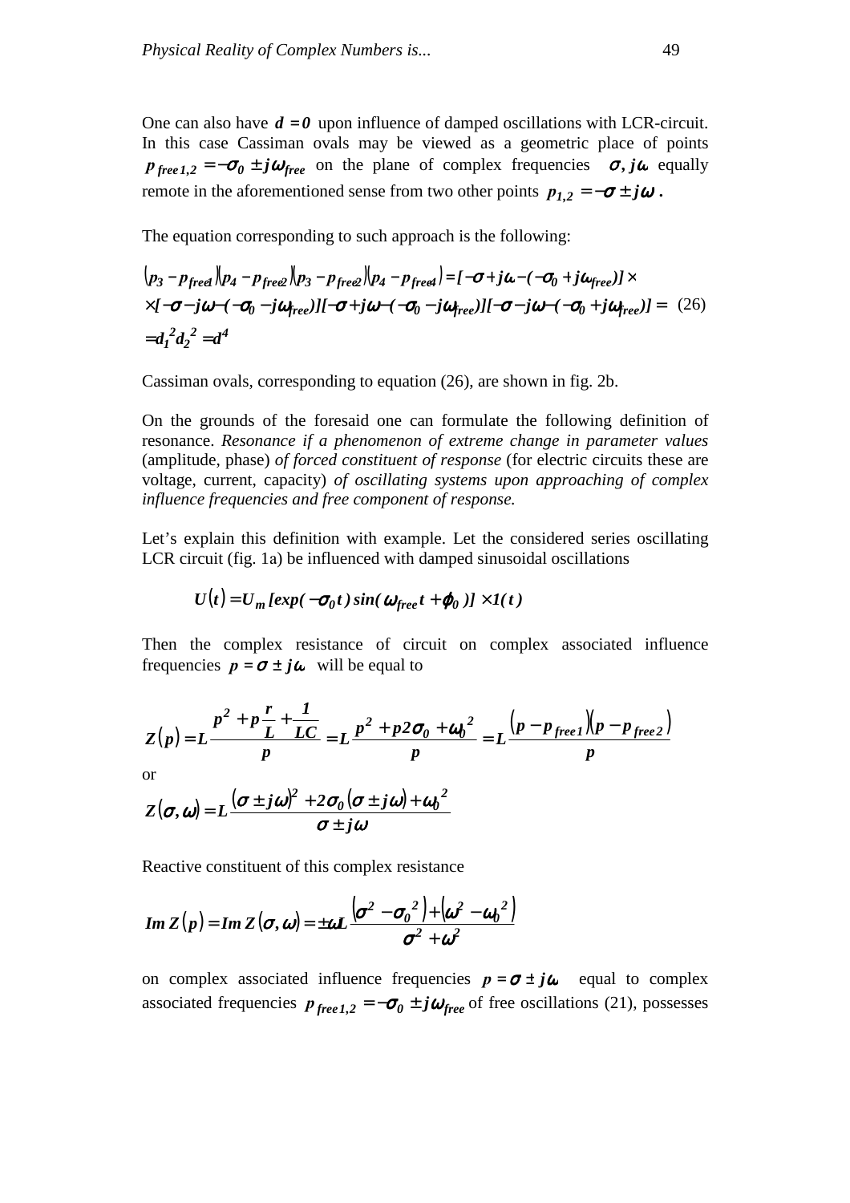One can also have $d = 0$ upon influence of damped oscillations with LCR-circuit. In this case Cassiman ovals may be viewed as a geometric place of points $p_{free\,1,2} = -\sigma_0 \pm j\omega_{free}$ on the plane of complex frequencies $\sigma, j\omega$ equally remote in the aforementioned sense from two other points $p_{1,2} = -\sigma \pm j\omega$ .

The equation corresponding to such approach is the following:

$$
\begin{aligned}
&(p_3 - p_{free1})(p_4 - p_{free2})(p_3 - p_{free2})(p_4 - p_{free4}) = [-\sigma + j\omega - (-\sigma_0 + j\omega_{free})] \times \\
&\times [-\sigma - j\omega - (-\sigma_0 - j\omega_{free})][-\sigma + j\omega - (-\sigma_0 - j\omega_{free})][-\sigma - j\omega - (-\sigma_0 + j\omega_{free})] = \\
&= d_1^2 d_2^2 = d^4
\end{aligned}
\qquad (26)
$$

Cassiman ovals, corresponding to equation (26), are shown in fig. 2b.

On the grounds of the foresaid one can formulate the following definition of resonance. *Resonance if a phenomenon of extreme change in parameter values* (amplitude, phase) *of forced constituent of response* (for electric circuits these are voltage, current, capacity) *of oscillating systems upon approaching of complex influence frequencies and free component of response.*

Let's explain this definition with example. Let the considered series oscillating LCR circuit (fig. 1a) be influenced with damped sinusoidal oscillations

$$
U(t) = U_m [exp(-\sigma_0 t) \sin(\omega_{free} t + \varphi_0)] \times 1(t)
$$

Then the complex resistance of circuit on complex associated influence frequencies $p = \sigma \pm j\omega$ will be equal to

$$
Z(p) = L \frac{p^2 + p\frac{r}{L} + \frac{1}{LC}}{p} = L \frac{p^2 + p2\sigma_0 + \omega_0^2}{p} = L \frac{(p - p_{free1})(p - p_{free2})}{p}
$$

or

$$
Z(\sigma, \omega) = L \frac{(\sigma \pm j\omega)^2 + 2\sigma_0 (\sigma \pm j\omega) + \omega_0^2}{\sigma \pm j\omega}
$$

Reactive constituent of this complex resistance

$$
Im\, Z(p) = Im\, Z(\sigma, \omega) = \pm \omega L \frac{(\sigma^2 - \sigma_0^2) + (\omega^2 - \omega_0^2)}{\sigma^2 + \omega^2}
$$

on complex associated influence frequencies $p = \sigma \pm j\omega$ equal to complex associated frequencies $p_{free\,1,2} = -\sigma_0 \pm j\omega_{free}$ of free oscillations (21), possesses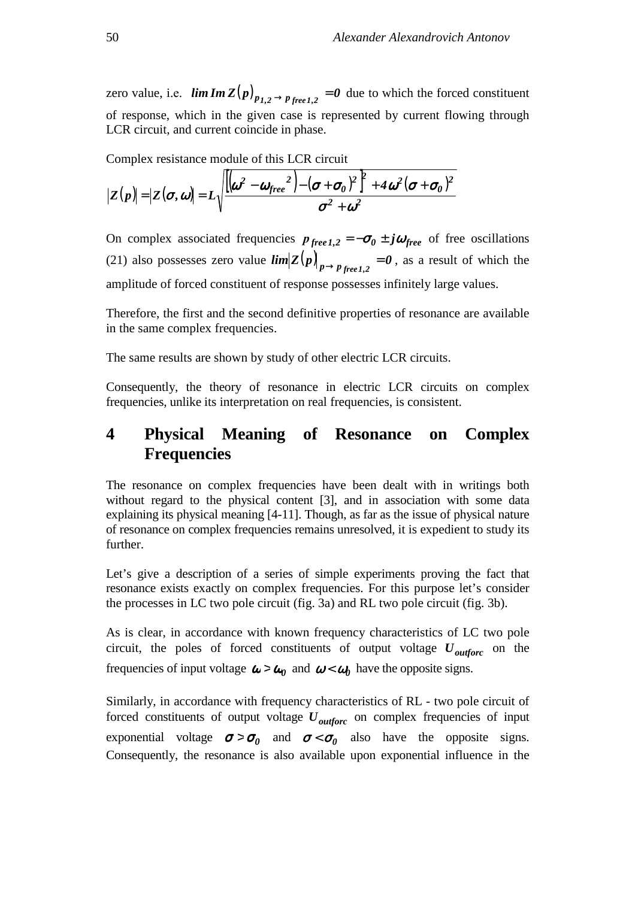zero value, i.e. $\lim Im Z(p)_{p_{1,2} \to p_{free\,1,2}} = 0$ due to which the forced constituent of response, which in the given case is represented by current flowing through LCR circuit, and current coincide in phase.

Complex resistance module of this LCR circuit

$$|Z(p)| = |Z(\sigma,\omega)| = L\sqrt{\frac{\left[\left(\omega^2 - \omega_{free}^2\right) - \left(\sigma + \sigma_0\right)^2\right]^2 + 4\omega^2\left(\sigma + \sigma_0\right)^2}{\sigma^2 + \omega^2}}$$

On complex associated frequencies $p_{free\,1,2} = -\sigma_0 \pm j\omega_{free}$ of free oscillations (21) also possesses zero value $\lim |Z(p)|_{p \to p_{free\,1,2}} = 0$, as a result of which the amplitude of forced constituent of response possesses infinitely large values.

Therefore, the first and the second definitive properties of resonance are available in the same complex frequencies.

The same results are shown by study of other electric LCR circuits.

Consequently, the theory of resonance in electric LCR circuits on complex frequencies, unlike its interpretation on real frequencies, is consistent.

## 4 Physical Meaning of Resonance on Complex Frequencies

The resonance on complex frequencies have been dealt with in writings both without regard to the physical content [3], and in association with some data explaining its physical meaning [4-11]. Though, as far as the issue of physical nature of resonance on complex frequencies remains unresolved, it is expedient to study its further.

Let's give a description of a series of simple experiments proving the fact that resonance exists exactly on complex frequencies. For this purpose let's consider the processes in LC two pole circuit (fig. 3a) and RL two pole circuit (fig. 3b).

As is clear, in accordance with known frequency characteristics of LC two pole circuit, the poles of forced constituents of output voltage $U_{outforc}$ on the frequencies of input voltage $\omega > \omega_0$ and $\omega < \omega_0$ have the opposite signs.

Similarly, in accordance with frequency characteristics of RL - two pole circuit of forced constituents of output voltage $U_{outforc}$ on complex frequencies of input exponential voltage $\sigma > \sigma_0$ and $\sigma < \sigma_0$ also have the opposite signs. Consequently, the resonance is also available upon exponential influence in the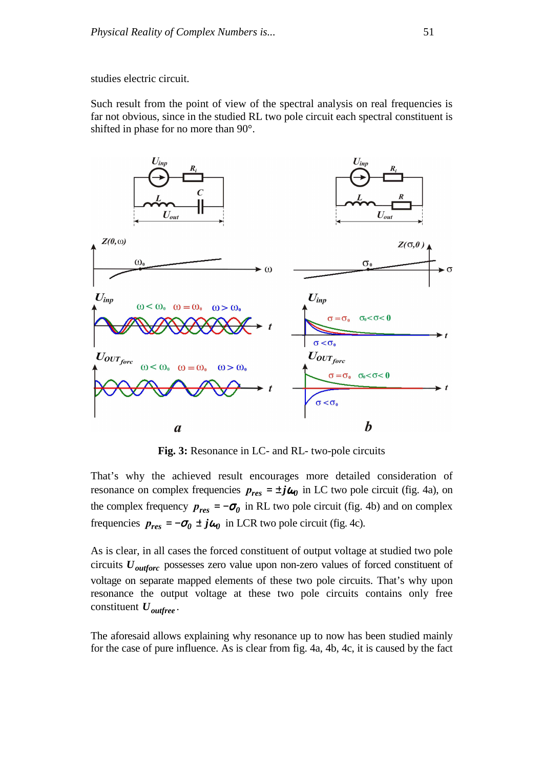studies electric circuit.

Such result from the point of view of the spectral analysis on real frequencies is far not obvious, since in the studied RL two pole circuit each spectral constituent is shifted in phase for no more than 90°.

**Fig. 3:** Resonance in LC- and RL- two-pole circuits

That's why the achieved result encourages more detailed consideration of resonance on complex frequencies $p_{res} = \pm j\omega_0$ in LC two pole circuit (fig. 4a), on the complex frequency $p_{res} = -\sigma_0$ in RL two pole circuit (fig. 4b) and on complex frequencies $p_{res} = -\sigma_0 \pm j\omega_0$ in LCR two pole circuit (fig. 4c).

As is clear, in all cases the forced constituent of output voltage at studied two pole circuits $U_{outforc}$ possesses zero value upon non-zero values of forced constituent of voltage on separate mapped elements of these two pole circuits. That's why upon resonance the output voltage at these two pole circuits contains only free constituent $U_{outfree}$.

The aforesaid allows explaining why resonance up to now has been studied mainly for the case of pure influence. As is clear from fig. 4a, 4b, 4c, it is caused by the fact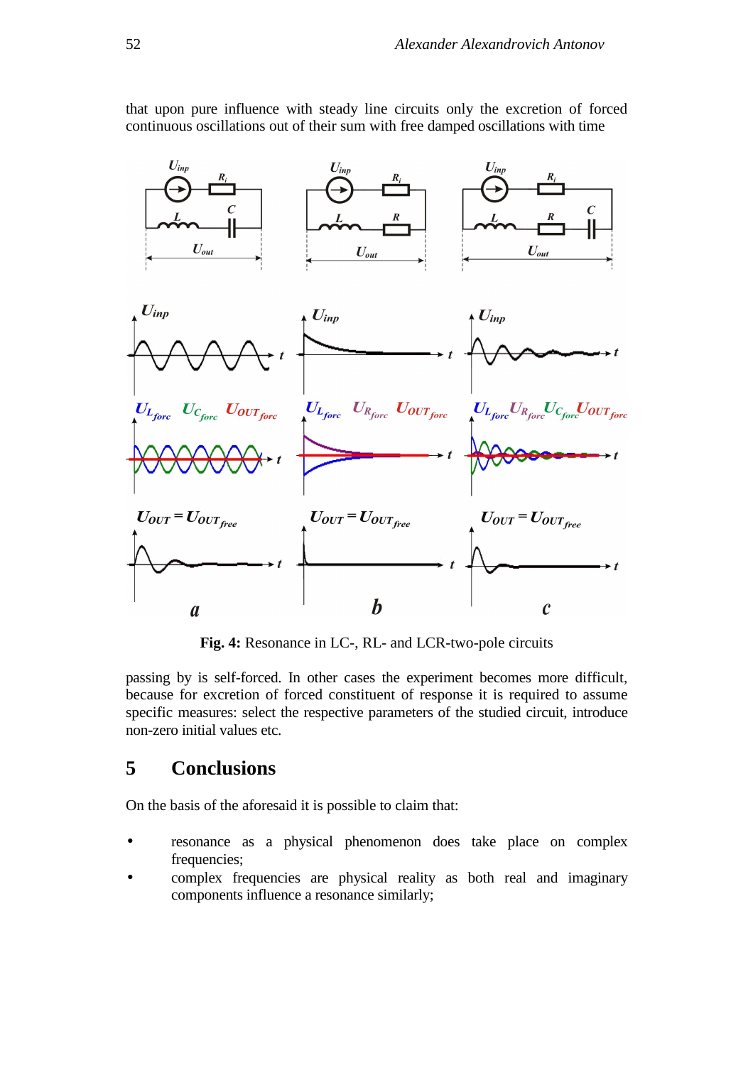that upon pure influence with steady line circuits only the excretion of forced continuous oscillations out of their sum with free damped oscillations with time

**Fig. 4:** Resonance in LC-, RL- and LCR-two-pole circuits

passing by is self-forced. In other cases the experiment becomes more difficult, because for excretion of forced constituent of response it is required to assume specific measures: select the respective parameters of the studied circuit, introduce non-zero initial values etc.

## 5 Conclusions

On the basis of the aforesaid it is possible to claim that:

- resonance as a physical phenomenon does take place on complex frequencies;
- complex frequencies are physical reality as both real and imaginary components influence a resonance similarly;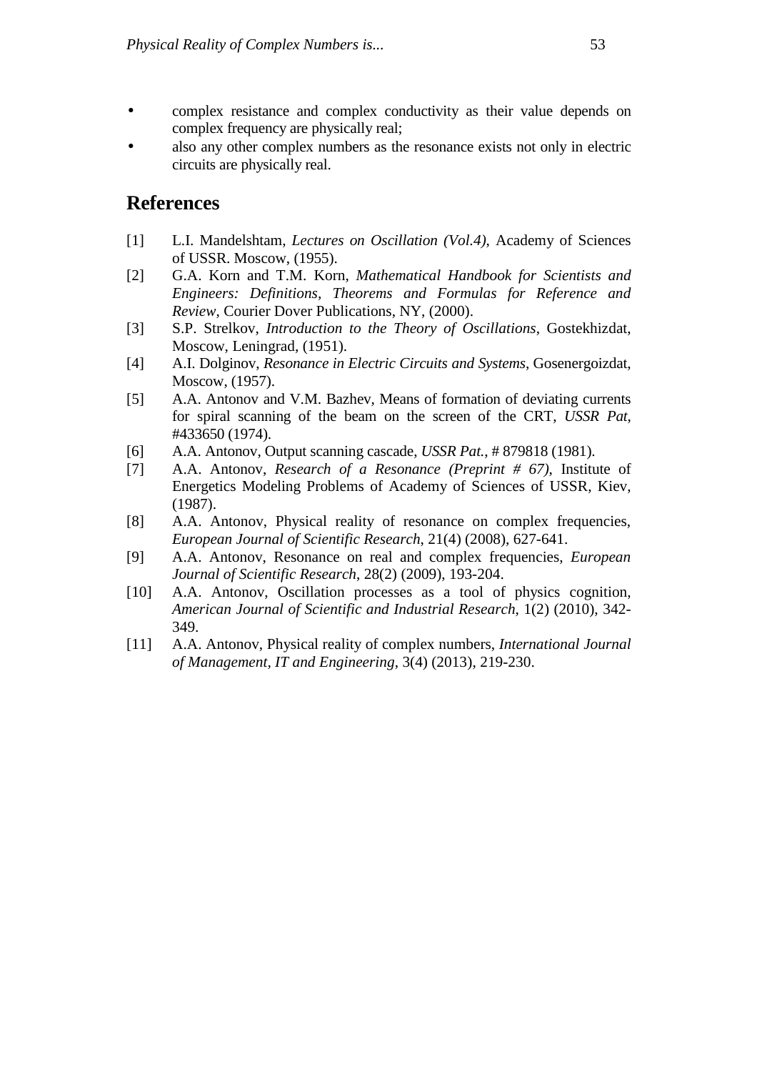- complex resistance and complex conductivity as their value depends on complex frequency are physically real;
- also any other complex numbers as the resonance exists not only in electric circuits are physically real.

## References

[1] L.I. Mandelshtam, *Lectures on Oscillation (Vol.4)*, Academy of Sciences of USSR. Moscow, (1955).

[2] G.A. Korn and T.M. Korn, *Mathematical Handbook for Scientists and Engineers: Definitions, Theorems and Formulas for Reference and Review*, Courier Dover Publications, NY, (2000).

[3] S.P. Strelkov, *Introduction to the Theory of Oscillations*, Gostekhizdat, Moscow, Leningrad, (1951).

[4] A.I. Dolginov, *Resonance in Electric Circuits and Systems*, Gosenergoizdat, Moscow, (1957).

[5] A.A. Antonov and V.M. Bazhev, Means of formation of deviating currents for spiral scanning of the beam on the screen of the CRT, *USSR Pat*, #433650 (1974).

[6] A.A. Antonov, Output scanning cascade, *USSR Pat.*, # 879818 (1981).

[7] A.A. Antonov, *Research of a Resonance (Preprint # 67)*, Institute of Energetics Modeling Problems of Academy of Sciences of USSR, Kiev, (1987).

[8] A.A. Antonov, Physical reality of resonance on complex frequencies, *European Journal of Scientific Research*, 21(4) (2008), 627-641.

[9] A.A. Antonov, Resonance on real and complex frequencies, *European Journal of Scientific Research*, 28(2) (2009), 193-204.

[10] A.A. Antonov, Oscillation processes as a tool of physics cognition, *American Journal of Scientific and Industrial Research*, 1(2) (2010), 342-349.

[11] A.A. Antonov, Physical reality of complex numbers, *International Journal of Management, IT and Engineering*, 3(4) (2013), 219-230.